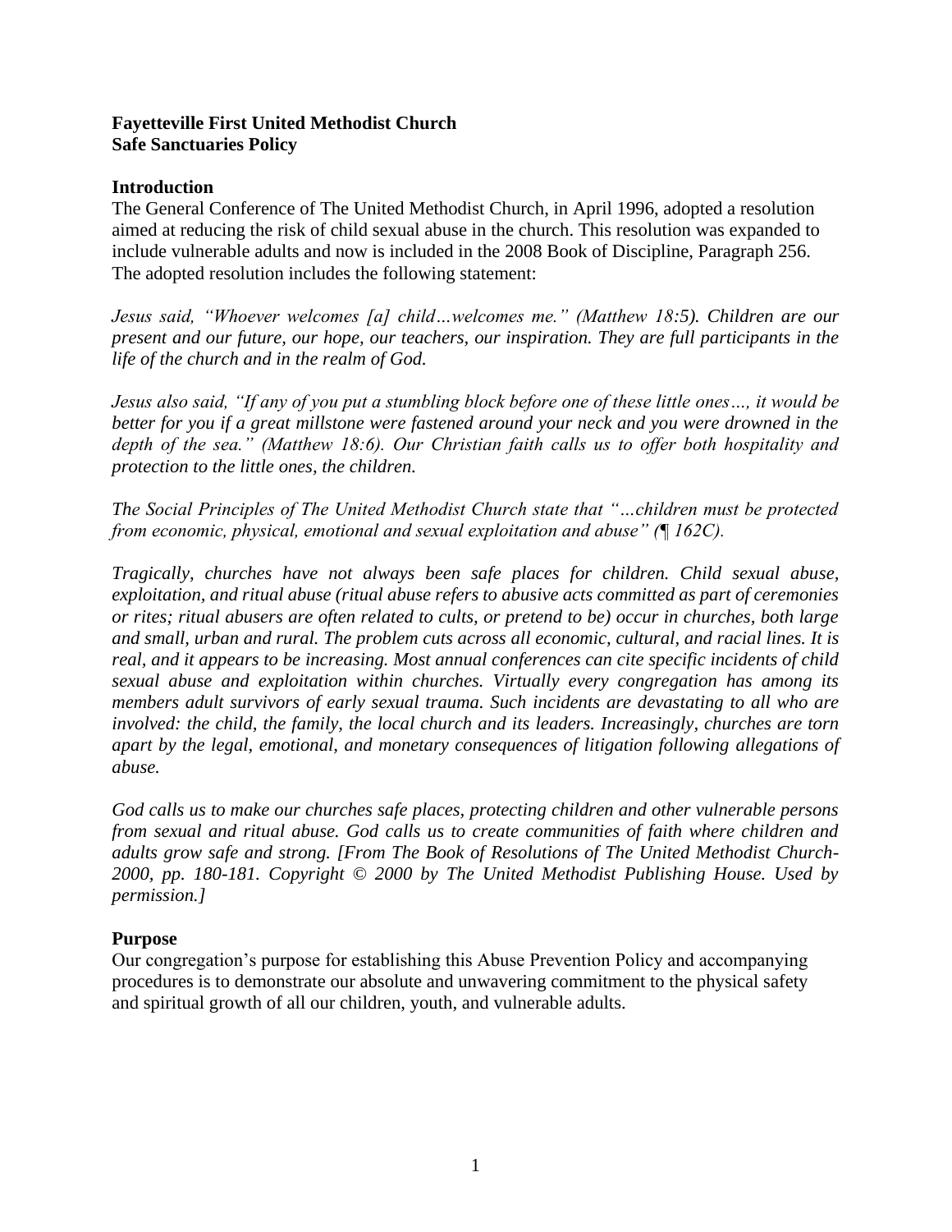**Fayetteville First United Methodist Church**
**Safe Sanctuaries Policy**

## Introduction

The General Conference of The United Methodist Church, in April 1996, adopted a resolution aimed at reducing the risk of child sexual abuse in the church. This resolution was expanded to include vulnerable adults and now is included in the 2008 Book of Discipline, Paragraph 256. The adopted resolution includes the following statement:

*Jesus said, "Whoever welcomes [a] child…welcomes me." (Matthew 18:5). Children are our present and our future, our hope, our teachers, our inspiration. They are full participants in the life of the church and in the realm of God.*

*Jesus also said, "If any of you put a stumbling block before one of these little ones…, it would be better for you if a great millstone were fastened around your neck and you were drowned in the depth of the sea." (Matthew 18:6). Our Christian faith calls us to offer both hospitality and protection to the little ones, the children.*

*The Social Principles of The United Methodist Church state that "…children must be protected from economic, physical, emotional and sexual exploitation and abuse" (¶ 162C).*

*Tragically, churches have not always been safe places for children. Child sexual abuse, exploitation, and ritual abuse (ritual abuse refers to abusive acts committed as part of ceremonies or rites; ritual abusers are often related to cults, or pretend to be) occur in churches, both large and small, urban and rural. The problem cuts across all economic, cultural, and racial lines. It is real, and it appears to be increasing. Most annual conferences can cite specific incidents of child sexual abuse and exploitation within churches. Virtually every congregation has among its members adult survivors of early sexual trauma. Such incidents are devastating to all who are involved: the child, the family, the local church and its leaders. Increasingly, churches are torn apart by the legal, emotional, and monetary consequences of litigation following allegations of abuse.*

*God calls us to make our churches safe places, protecting children and other vulnerable persons from sexual and ritual abuse. God calls us to create communities of faith where children and adults grow safe and strong. [From The Book of Resolutions of The United Methodist Church-2000, pp. 180-181. Copyright © 2000 by The United Methodist Publishing House. Used by permission.]*

## Purpose

Our congregation's purpose for establishing this Abuse Prevention Policy and accompanying procedures is to demonstrate our absolute and unwavering commitment to the physical safety and spiritual growth of all our children, youth, and vulnerable adults.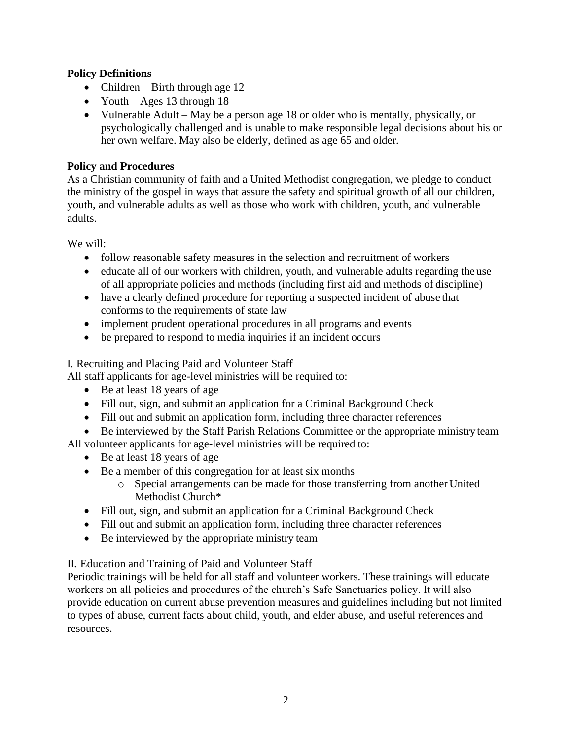**Policy Definitions**

- Children – Birth through age 12
- Youth – Ages 13 through 18
- Vulnerable Adult – May be a person age 18 or older who is mentally, physically, or psychologically challenged and is unable to make responsible legal decisions about his or her own welfare. May also be elderly, defined as age 65 and older.

**Policy and Procedures**

As a Christian community of faith and a United Methodist congregation, we pledge to conduct the ministry of the gospel in ways that assure the safety and spiritual growth of all our children, youth, and vulnerable adults as well as those who work with children, youth, and vulnerable adults.

We will:

- follow reasonable safety measures in the selection and recruitment of workers
- educate all of our workers with children, youth, and vulnerable adults regarding the use of all appropriate policies and methods (including first aid and methods of discipline)
- have a clearly defined procedure for reporting a suspected incident of abuse that conforms to the requirements of state law
- implement prudent operational procedures in all programs and events
- be prepared to respond to media inquiries if an incident occurs

<u>I. Recruiting and Placing Paid and Volunteer Staff</u>

All staff applicants for age-level ministries will be required to:

- Be at least 18 years of age
- Fill out, sign, and submit an application for a Criminal Background Check
- Fill out and submit an application form, including three character references
- Be interviewed by the Staff Parish Relations Committee or the appropriate ministry team

All volunteer applicants for age-level ministries will be required to:

- Be at least 18 years of age
- Be a member of this congregation for at least six months
    - Special arrangements can be made for those transferring from another United Methodist Church*
- Fill out, sign, and submit an application for a Criminal Background Check
- Fill out and submit an application form, including three character references
- Be interviewed by the appropriate ministry team

<u>II. Education and Training of Paid and Volunteer Staff</u>

Periodic trainings will be held for all staff and volunteer workers. These trainings will educate workers on all policies and procedures of the church's Safe Sanctuaries policy. It will also provide education on current abuse prevention measures and guidelines including but not limited to types of abuse, current facts about child, youth, and elder abuse, and useful references and resources.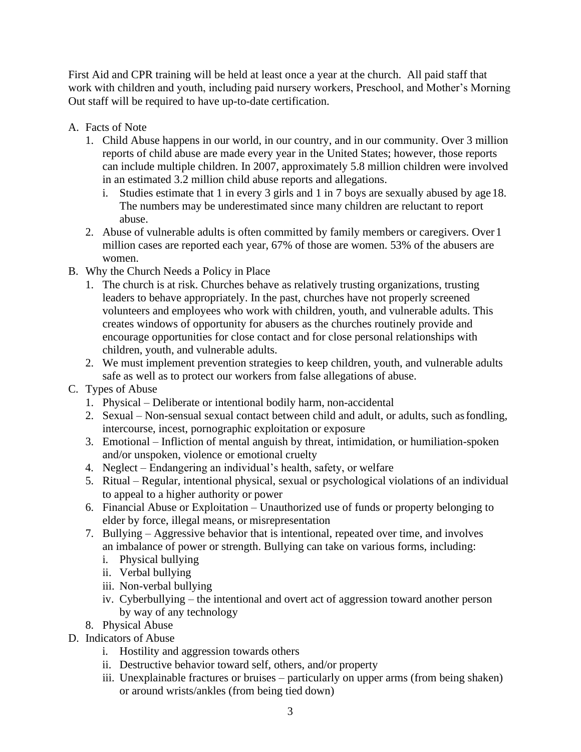First Aid and CPR training will be held at least once a year at the church. All paid staff that work with children and youth, including paid nursery workers, Preschool, and Mother's Morning Out staff will be required to have up-to-date certification.

A. Facts of Note
   1. Child Abuse happens in our world, in our country, and in our community. Over 3 million reports of child abuse are made every year in the United States; however, those reports can include multiple children. In 2007, approximately 5.8 million children were involved in an estimated 3.2 million child abuse reports and allegations.
      i. Studies estimate that 1 in every 3 girls and 1 in 7 boys are sexually abused by age 18. The numbers may be underestimated since many children are reluctant to report abuse.
   2. Abuse of vulnerable adults is often committed by family members or caregivers. Over 1 million cases are reported each year, 67% of those are women. 53% of the abusers are women.
B. Why the Church Needs a Policy in Place
   1. The church is at risk. Churches behave as relatively trusting organizations, trusting leaders to behave appropriately. In the past, churches have not properly screened volunteers and employees who work with children, youth, and vulnerable adults. This creates windows of opportunity for abusers as the churches routinely provide and encourage opportunities for close contact and for close personal relationships with children, youth, and vulnerable adults.
   2. We must implement prevention strategies to keep children, youth, and vulnerable adults safe as well as to protect our workers from false allegations of abuse.
C. Types of Abuse
   1. Physical – Deliberate or intentional bodily harm, non-accidental
   2. Sexual – Non-sensual sexual contact between child and adult, or adults, such as fondling, intercourse, incest, pornographic exploitation or exposure
   3. Emotional – Infliction of mental anguish by threat, intimidation, or humiliation-spoken and/or unspoken, violence or emotional cruelty
   4. Neglect – Endangering an individual's health, safety, or welfare
   5. Ritual – Regular, intentional physical, sexual or psychological violations of an individual to appeal to a higher authority or power
   6. Financial Abuse or Exploitation – Unauthorized use of funds or property belonging to elder by force, illegal means, or misrepresentation
   7. Bullying – Aggressive behavior that is intentional, repeated over time, and involves an imbalance of power or strength. Bullying can take on various forms, including:
      i. Physical bullying
      ii. Verbal bullying
      iii. Non-verbal bullying
      iv. Cyberbullying – the intentional and overt act of aggression toward another person by way of any technology
   8. Physical Abuse
D. Indicators of Abuse
      i. Hostility and aggression towards others
      ii. Destructive behavior toward self, others, and/or property
      iii. Unexplainable fractures or bruises – particularly on upper arms (from being shaken) or around wrists/ankles (from being tied down)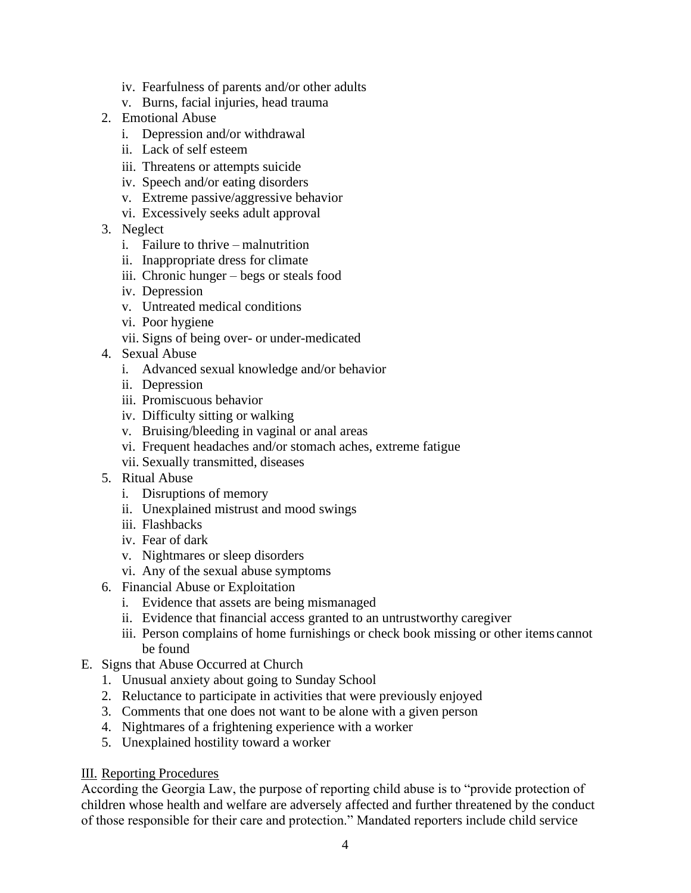iv. Fearfulness of parents and/or other adults
   v. Burns, facial injuries, head trauma

2. Emotional Abuse
   i. Depression and/or withdrawal
   ii. Lack of self esteem
   iii. Threatens or attempts suicide
   iv. Speech and/or eating disorders
   v. Extreme passive/aggressive behavior
   vi. Excessively seeks adult approval

3. Neglect
   i. Failure to thrive – malnutrition
   ii. Inappropriate dress for climate
   iii. Chronic hunger – begs or steals food
   iv. Depression
   v. Untreated medical conditions
   vi. Poor hygiene
   vii. Signs of being over- or under-medicated

4. Sexual Abuse
   i. Advanced sexual knowledge and/or behavior
   ii. Depression
   iii. Promiscuous behavior
   iv. Difficulty sitting or walking
   v. Bruising/bleeding in vaginal or anal areas
   vi. Frequent headaches and/or stomach aches, extreme fatigue
   vii. Sexually transmitted, diseases

5. Ritual Abuse
   i. Disruptions of memory
   ii. Unexplained mistrust and mood swings
   iii. Flashbacks
   iv. Fear of dark
   v. Nightmares or sleep disorders
   vi. Any of the sexual abuse symptoms

6. Financial Abuse or Exploitation
   i. Evidence that assets are being mismanaged
   ii. Evidence that financial access granted to an untrustworthy caregiver
   iii. Person complains of home furnishings or check book missing or other items cannot be found

E. Signs that Abuse Occurred at Church
   1. Unusual anxiety about going to Sunday School
   2. Reluctance to participate in activities that were previously enjoyed
   3. Comments that one does not want to be alone with a given person
   4. Nightmares of a frightening experience with a worker
   5. Unexplained hostility toward a worker

## III. Reporting Procedures

According the Georgia Law, the purpose of reporting child abuse is to "provide protection of children whose health and welfare are adversely affected and further threatened by the conduct of those responsible for their care and protection." Mandated reporters include child service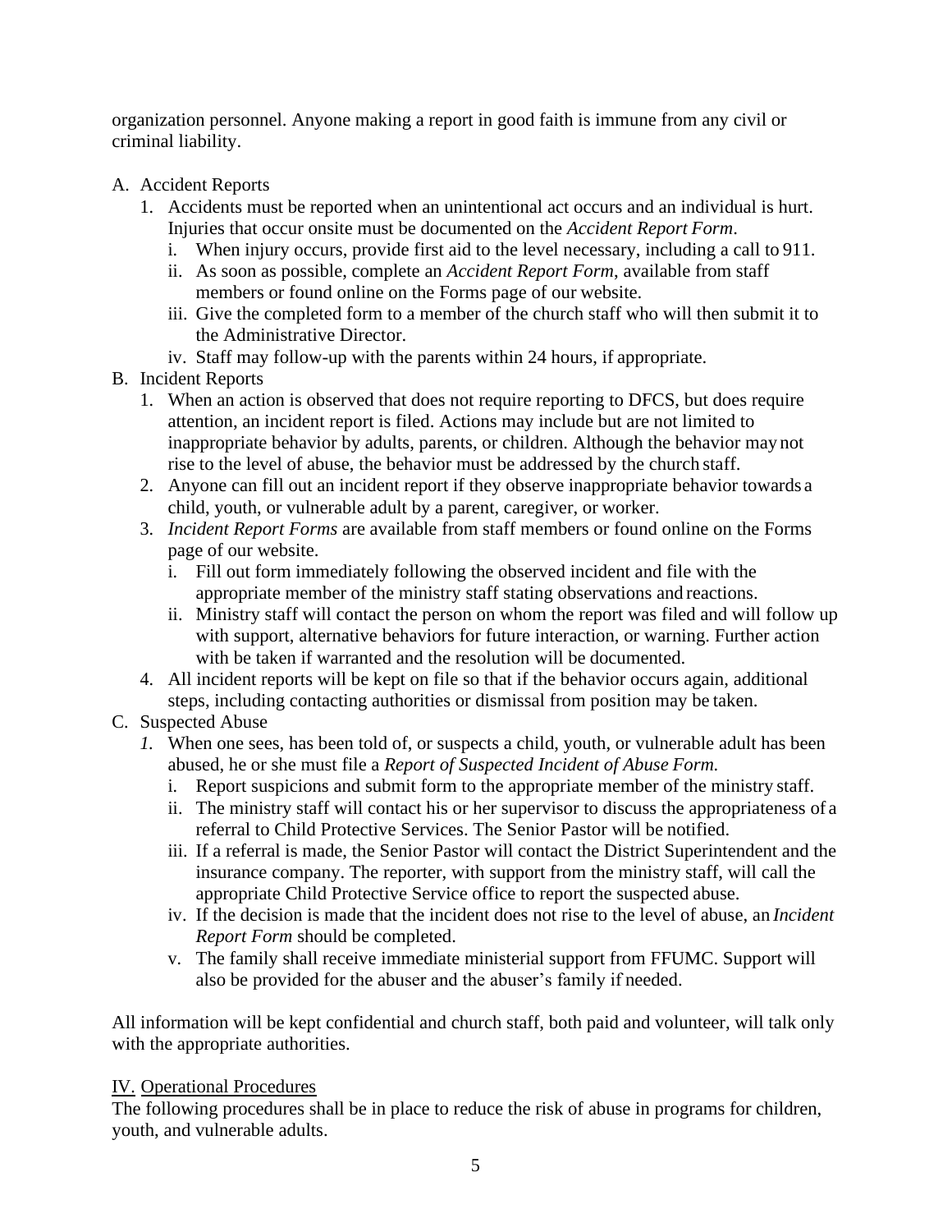organization personnel. Anyone making a report in good faith is immune from any civil or criminal liability.

A. Accident Reports
   1. Accidents must be reported when an unintentional act occurs and an individual is hurt. Injuries that occur onsite must be documented on the *Accident Report Form*.
      i. When injury occurs, provide first aid to the level necessary, including a call to 911.
      ii. As soon as possible, complete an *Accident Report Form*, available from staff members or found online on the Forms page of our website.
      iii. Give the completed form to a member of the church staff who will then submit it to the Administrative Director.
      iv. Staff may follow-up with the parents within 24 hours, if appropriate.
B. Incident Reports
   1. When an action is observed that does not require reporting to DFCS, but does require attention, an incident report is filed. Actions may include but are not limited to inappropriate behavior by adults, parents, or children. Although the behavior may not rise to the level of abuse, the behavior must be addressed by the church staff.
   2. Anyone can fill out an incident report if they observe inappropriate behavior towards a child, youth, or vulnerable adult by a parent, caregiver, or worker.
   3. *Incident Report Forms* are available from staff members or found online on the Forms page of our website.
      i. Fill out form immediately following the observed incident and file with the appropriate member of the ministry staff stating observations and reactions.
      ii. Ministry staff will contact the person on whom the report was filed and will follow up with support, alternative behaviors for future interaction, or warning. Further action with be taken if warranted and the resolution will be documented.
   4. All incident reports will be kept on file so that if the behavior occurs again, additional steps, including contacting authorities or dismissal from position may be taken.
C. Suspected Abuse
   *1.* When one sees, has been told of, or suspects a child, youth, or vulnerable adult has been abused, he or she must file a *Report of Suspected Incident of Abuse Form.*
      i. Report suspicions and submit form to the appropriate member of the ministry staff.
      ii. The ministry staff will contact his or her supervisor to discuss the appropriateness of a referral to Child Protective Services. The Senior Pastor will be notified.
      iii. If a referral is made, the Senior Pastor will contact the District Superintendent and the insurance company. The reporter, with support from the ministry staff, will call the appropriate Child Protective Service office to report the suspected abuse.
      iv. If the decision is made that the incident does not rise to the level of abuse, an *Incident Report Form* should be completed.
      v. The family shall receive immediate ministerial support from FFUMC. Support will also be provided for the abuser and the abuser's family if needed.

All information will be kept confidential and church staff, both paid and volunteer, will talk only with the appropriate authorities.

IV. Operational Procedures

The following procedures shall be in place to reduce the risk of abuse in programs for children, youth, and vulnerable adults.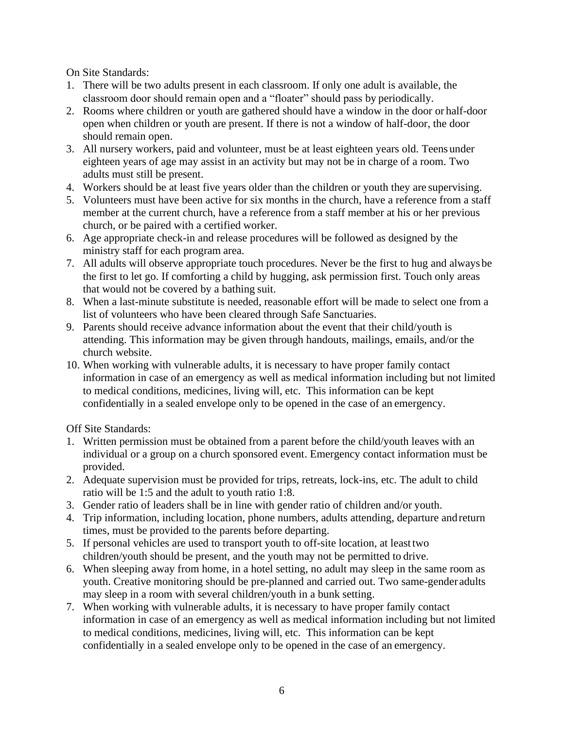On Site Standards:

1. There will be two adults present in each classroom. If only one adult is available, the classroom door should remain open and a "floater" should pass by periodically.
2. Rooms where children or youth are gathered should have a window in the door or half-door open when children or youth are present. If there is not a window of half-door, the door should remain open.
3. All nursery workers, paid and volunteer, must be at least eighteen years old. Teens under eighteen years of age may assist in an activity but may not be in charge of a room. Two adults must still be present.
4. Workers should be at least five years older than the children or youth they are supervising.
5. Volunteers must have been active for six months in the church, have a reference from a staff member at the current church, have a reference from a staff member at his or her previous church, or be paired with a certified worker.
6. Age appropriate check-in and release procedures will be followed as designed by the ministry staff for each program area.
7. All adults will observe appropriate touch procedures. Never be the first to hug and always be the first to let go. If comforting a child by hugging, ask permission first. Touch only areas that would not be covered by a bathing suit.
8. When a last-minute substitute is needed, reasonable effort will be made to select one from a list of volunteers who have been cleared through Safe Sanctuaries.
9. Parents should receive advance information about the event that their child/youth is attending. This information may be given through handouts, mailings, emails, and/or the church website.
10. When working with vulnerable adults, it is necessary to have proper family contact information in case of an emergency as well as medical information including but not limited to medical conditions, medicines, living will, etc. This information can be kept confidentially in a sealed envelope only to be opened in the case of an emergency.

Off Site Standards:

1. Written permission must be obtained from a parent before the child/youth leaves with an individual or a group on a church sponsored event. Emergency contact information must be provided.
2. Adequate supervision must be provided for trips, retreats, lock-ins, etc. The adult to child ratio will be 1:5 and the adult to youth ratio 1:8.
3. Gender ratio of leaders shall be in line with gender ratio of children and/or youth.
4. Trip information, including location, phone numbers, adults attending, departure and return times, must be provided to the parents before departing.
5. If personal vehicles are used to transport youth to off-site location, at least two children/youth should be present, and the youth may not be permitted to drive.
6. When sleeping away from home, in a hotel setting, no adult may sleep in the same room as youth. Creative monitoring should be pre-planned and carried out. Two same-gender adults may sleep in a room with several children/youth in a bunk setting.
7. When working with vulnerable adults, it is necessary to have proper family contact information in case of an emergency as well as medical information including but not limited to medical conditions, medicines, living will, etc. This information can be kept confidentially in a sealed envelope only to be opened in the case of an emergency.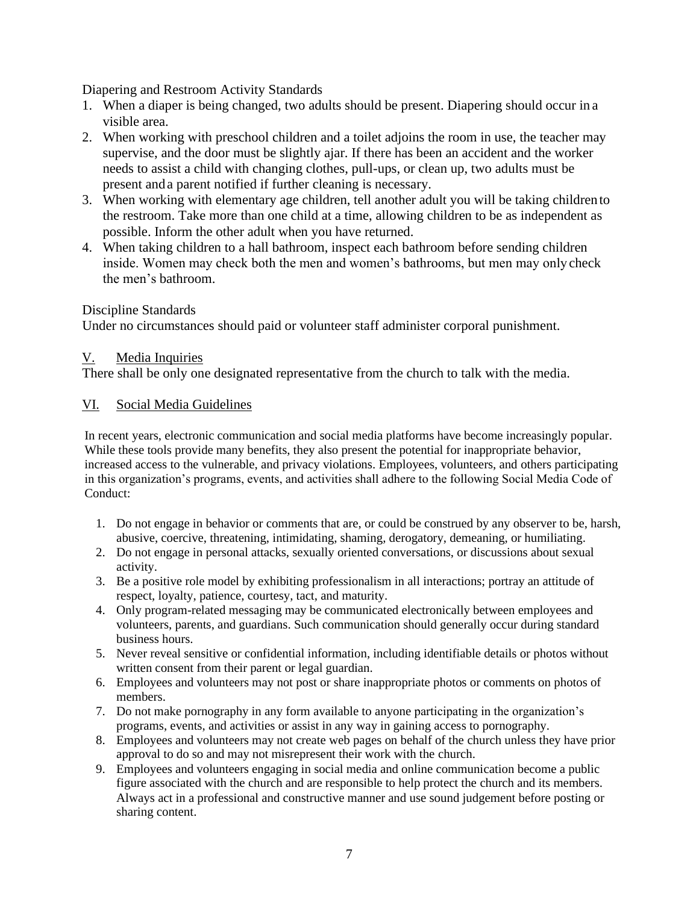Diapering and Restroom Activity Standards

1. When a diaper is being changed, two adults should be present. Diapering should occur in a visible area.
2. When working with preschool children and a toilet adjoins the room in use, the teacher may supervise, and the door must be slightly ajar. If there has been an accident and the worker needs to assist a child with changing clothes, pull-ups, or clean up, two adults must be present and a parent notified if further cleaning is necessary.
3. When working with elementary age children, tell another adult you will be taking children to the restroom. Take more than one child at a time, allowing children to be as independent as possible. Inform the other adult when you have returned.
4. When taking children to a hall bathroom, inspect each bathroom before sending children inside. Women may check both the men and women's bathrooms, but men may only check the men's bathroom.

Discipline Standards

Under no circumstances should paid or volunteer staff administer corporal punishment.

## V. Media Inquiries

There shall be only one designated representative from the church to talk with the media.

## VI. Social Media Guidelines

In recent years, electronic communication and social media platforms have become increasingly popular. While these tools provide many benefits, they also present the potential for inappropriate behavior, increased access to the vulnerable, and privacy violations. Employees, volunteers, and others participating in this organization's programs, events, and activities shall adhere to the following Social Media Code of Conduct:

1. Do not engage in behavior or comments that are, or could be construed by any observer to be, harsh, abusive, coercive, threatening, intimidating, shaming, derogatory, demeaning, or humiliating.
2. Do not engage in personal attacks, sexually oriented conversations, or discussions about sexual activity.
3. Be a positive role model by exhibiting professionalism in all interactions; portray an attitude of respect, loyalty, patience, courtesy, tact, and maturity.
4. Only program-related messaging may be communicated electronically between employees and volunteers, parents, and guardians. Such communication should generally occur during standard business hours.
5. Never reveal sensitive or confidential information, including identifiable details or photos without written consent from their parent or legal guardian.
6. Employees and volunteers may not post or share inappropriate photos or comments on photos of members.
7. Do not make pornography in any form available to anyone participating in the organization's programs, events, and activities or assist in any way in gaining access to pornography.
8. Employees and volunteers may not create web pages on behalf of the church unless they have prior approval to do so and may not misrepresent their work with the church.
9. Employees and volunteers engaging in social media and online communication become a public figure associated with the church and are responsible to help protect the church and its members. Always act in a professional and constructive manner and use sound judgement before posting or sharing content.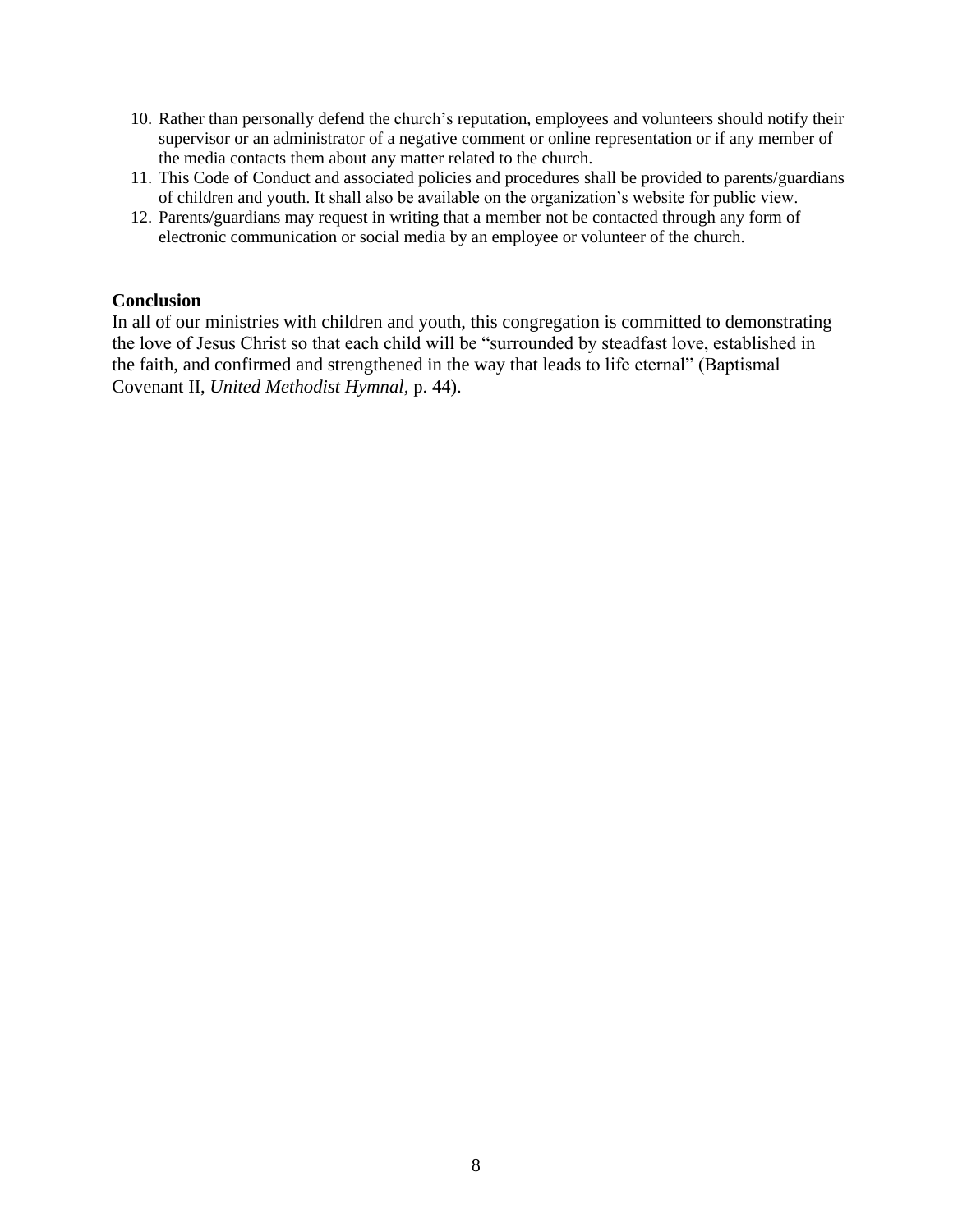10. Rather than personally defend the church's reputation, employees and volunteers should notify their supervisor or an administrator of a negative comment or online representation or if any member of the media contacts them about any matter related to the church.
11. This Code of Conduct and associated policies and procedures shall be provided to parents/guardians of children and youth. It shall also be available on the organization's website for public view.
12. Parents/guardians may request in writing that a member not be contacted through any form of electronic communication or social media by an employee or volunteer of the church.

**Conclusion**

In all of our ministries with children and youth, this congregation is committed to demonstrating the love of Jesus Christ so that each child will be "surrounded by steadfast love, established in the faith, and confirmed and strengthened in the way that leads to life eternal" (Baptismal Covenant II, *United Methodist Hymnal*, p. 44).